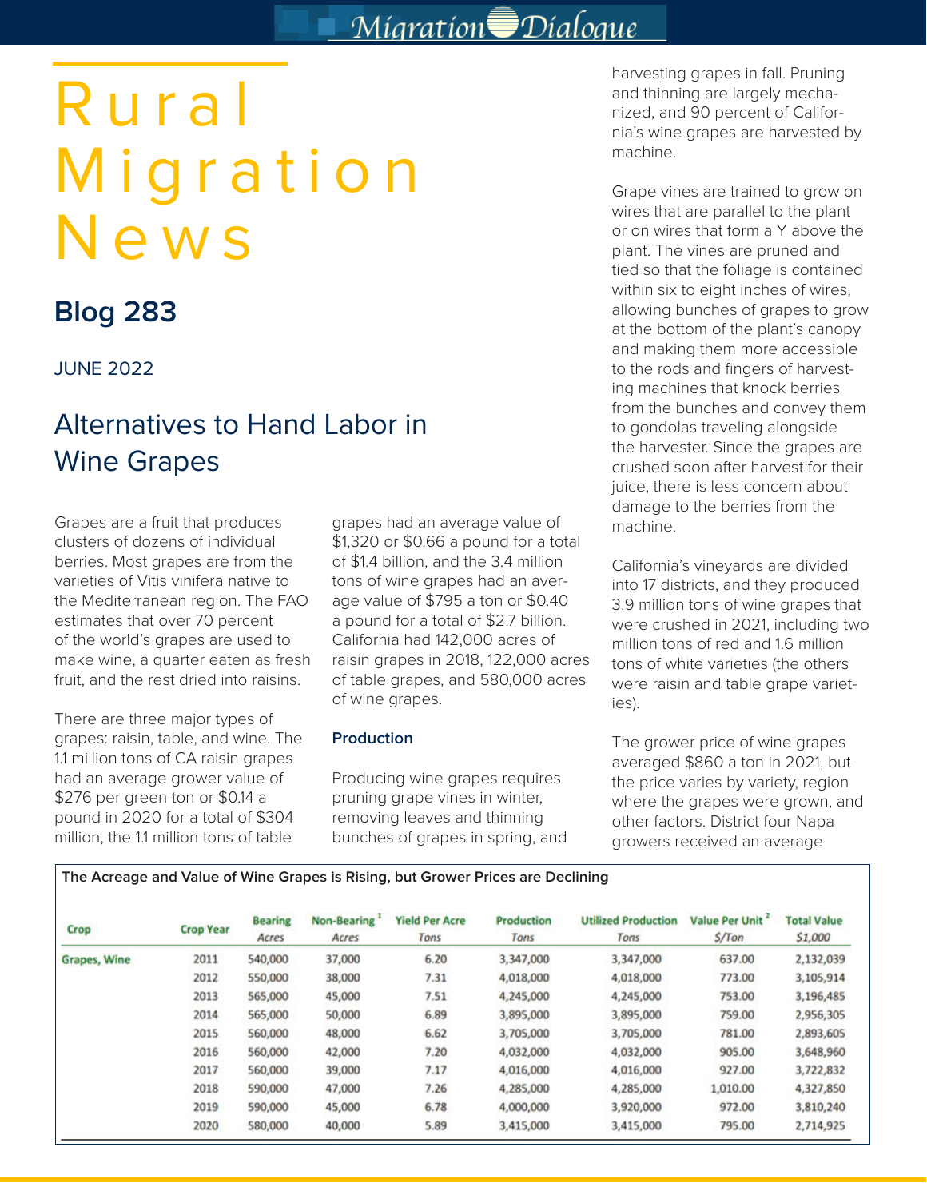# Rural Migration News

## Blog 283

JUNE 2022

## Alternatives to Hand Labor in Wine Grapes

Grapes are a fruit that produces clusters of dozens of individual berries. Most grapes are from the varieties of Vitis vinifera native to the Mediterranean region. The FAO estimates that over 70 percent of the world's grapes are used to make wine, a quarter eaten as fresh fruit, and the rest dried into raisins.

There are three major types of grapes: raisin, table, and wine. The 1.1 million tons of CA raisin grapes had an average grower value of $276 per green ton or $0.14 a pound in 2020 for a total of $304 million, the 1.1 million tons of table grapes had an average value of $1,320 or $0.66 a pound for a total of $1.4 billion, and the 3.4 million tons of wine grapes had an average value of $795 a ton or $0.40 a pound for a total of $2.7 billion. California had 142,000 acres of raisin grapes in 2018, 122,000 acres of table grapes, and 580,000 acres of wine grapes.

### Production

Producing wine grapes requires pruning grape vines in winter, removing leaves and thinning bunches of grapes in spring, and harvesting grapes in fall. Pruning and thinning are largely mechanized, and 90 percent of California's wine grapes are harvested by machine.

Grape vines are trained to grow on wires that are parallel to the plant or on wires that form a Y above the plant. The vines are pruned and tied so that the foliage is contained within six to eight inches of wires, allowing bunches of grapes to grow at the bottom of the plant's canopy and making them more accessible to the rods and fingers of harvesting machines that knock berries from the bunches and convey them to gondolas traveling alongside the harvester. Since the grapes are crushed soon after harvest for their juice, there is less concern about damage to the berries from the machine.

California's vineyards are divided into 17 districts, and they produced 3.9 million tons of wine grapes that were crushed in 2021, including two million tons of red and 1.6 million tons of white varieties (the others were raisin and table grape varieties).

The grower price of wine grapes averaged $860 a ton in 2021, but the price varies by variety, region where the grapes were grown, and other factors. District four Napa growers received an average

**The Acreage and Value of Wine Grapes is Rising, but Grower Prices are Declining**

| Crop | Crop Year | Bearing Acres | Non-Bearing [1] Acres | Yield Per Acre Tons | Production Tons | Utilized Production Tons | Value Per Unit [2] $/Ton | Total Value $1,000 |
|---|---|---|---|---|---|---|---|---|
| Grapes, Wine | 2011 | 540,000 | 37,000 | 6.20 | 3,347,000 | 3,347,000 | 637.00 | 2,132,039 |
| | 2012 | 550,000 | 38,000 | 7.31 | 4,018,000 | 4,018,000 | 773.00 | 3,105,914 |
| | 2013 | 565,000 | 45,000 | 7.51 | 4,245,000 | 4,245,000 | 753.00 | 3,196,485 |
| | 2014 | 565,000 | 50,000 | 6.89 | 3,895,000 | 3,895,000 | 759.00 | 2,956,305 |
| | 2015 | 560,000 | 48,000 | 6.62 | 3,705,000 | 3,705,000 | 781.00 | 2,893,605 |
| | 2016 | 560,000 | 42,000 | 7.20 | 4,032,000 | 4,032,000 | 905.00 | 3,648,960 |
| | 2017 | 560,000 | 39,000 | 7.17 | 4,016,000 | 4,016,000 | 927.00 | 3,722,832 |
| | 2018 | 590,000 | 47,000 | 7.26 | 4,285,000 | 4,285,000 | 1,010.00 | 4,327,850 |
| | 2019 | 590,000 | 45,000 | 6.78 | 4,000,000 | 3,920,000 | 972.00 | 3,810,240 |
| | 2020 | 580,000 | 40,000 | 5.89 | 3,415,000 | 3,415,000 | 795.00 | 2,714,925 |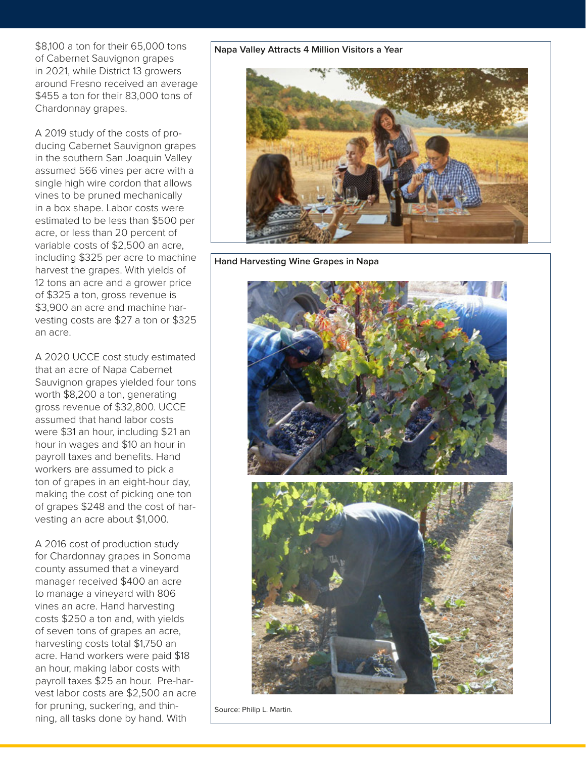$8,100 a ton for their 65,000 tons of Cabernet Sauvignon grapes in 2021, while District 13 growers around Fresno received an average $455 a ton for their 83,000 tons of Chardonnay grapes.

A 2019 study of the costs of producing Cabernet Sauvignon grapes in the southern San Joaquin Valley assumed 566 vines per acre with a single high wire cordon that allows vines to be pruned mechanically in a box shape. Labor costs were estimated to be less than $500 per acre, or less than 20 percent of variable costs of $2,500 an acre, including $325 per acre to machine harvest the grapes. With yields of 12 tons an acre and a grower price of $325 a ton, gross revenue is $3,900 an acre and machine harvesting costs are $27 a ton or $325 an acre.

A 2020 UCCE cost study estimated that an acre of Napa Cabernet Sauvignon grapes yielded four tons worth $8,200 a ton, generating gross revenue of $32,800. UCCE assumed that hand labor costs were $31 an hour, including $21 an hour in wages and $10 an hour in payroll taxes and benefits. Hand workers are assumed to pick a ton of grapes in an eight-hour day, making the cost of picking one ton of grapes $248 and the cost of harvesting an acre about $1,000.

A 2016 cost of production study for Chardonnay grapes in Sonoma county assumed that a vineyard manager received $400 an acre to manage a vineyard with 806 vines an acre. Hand harvesting costs $250 a ton and, with yields of seven tons of grapes an acre, harvesting costs total $1,750 an acre. Hand workers were paid $18 an hour, making labor costs with payroll taxes $25 an hour. Pre-harvest labor costs are $2,500 an acre for pruning, suckering, and thinning, all tasks done by hand. With

**Napa Valley Attracts 4 Million Visitors a Year**

**Hand Harvesting Wine Grapes in Napa**

Source: Philip L. Martin.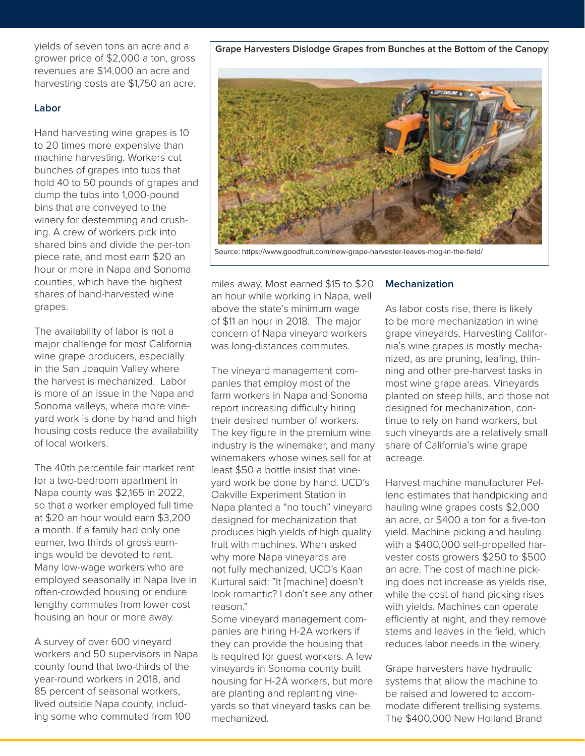yields of seven tons an acre and a grower price of $2,000 a ton, gross revenues are $14,000 an acre and harvesting costs are $1,750 an acre.

### Labor

Hand harvesting wine grapes is 10 to 20 times more expensive than machine harvesting. Workers cut bunches of grapes into tubs that hold 40 to 50 pounds of grapes and dump the tubs into 1,000-pound bins that are conveyed to the winery for destemming and crushing. A crew of workers pick into shared bins and divide the per-ton piece rate, and most earn $20 an hour or more in Napa and Sonoma counties, which have the highest shares of hand-harvested wine grapes.

The availability of labor is not a major challenge for most California wine grape producers, especially in the San Joaquin Valley where the harvest is mechanized. Labor is more of an issue in the Napa and Sonoma valleys, where more vineyard work is done by hand and high housing costs reduce the availability of local workers.

The 40th percentile fair market rent for a two-bedroom apartment in Napa county was $2,165 in 2022, so that a worker employed full time at $20 an hour would earn $3,200 a month. If a family had only one earner, two thirds of gross earnings would be devoted to rent. Many low-wage workers who are employed seasonally in Napa live in often-crowded housing or endure lengthy commutes from lower cost housing an hour or more away.

A survey of over 600 vineyard workers and 50 supervisors in Napa county found that two-thirds of the year-round workers in 2018, and 85 percent of seasonal workers, lived outside Napa county, including some who commuted from 100 miles away. Most earned $15 to $20 an hour while working in Napa, well above the state's minimum wage of $11 an hour in 2018. The major concern of Napa vineyard workers was long-distances commutes.

**Grape Harvesters Dislodge Grapes from Bunches at the Bottom of the Canopy**

Source: https://www.goodfruit.com/new-grape-harvester-leaves-mog-in-the-field/

The vineyard management companies that employ most of the farm workers in Napa and Sonoma report increasing difficulty hiring their desired number of workers. The key figure in the premium wine industry is the winemaker, and many winemakers whose wines sell for at least $50 a bottle insist that vineyard work be done by hand. UCD's Oakville Experiment Station in Napa planted a "no touch" vineyard designed for mechanization that produces high yields of high quality fruit with machines. When asked why more Napa vineyards are not fully mechanized, UCD's Kaan Kurtural said: "It [machine] doesn't look romantic? I don't see any other reason."

Some vineyard management companies are hiring H-2A workers if they can provide the housing that is required for guest workers. A few vineyards in Sonoma county built housing for H-2A workers, but more are planting and replanting vineyards so that vineyard tasks can be mechanized.

### Mechanization

As labor costs rise, there is likely to be more mechanization in wine grape vineyards. Harvesting California's wine grapes is mostly mechanized, as are pruning, leafing, thinning and other pre-harvest tasks in most wine grape areas. Vineyards planted on steep hills, and those not designed for mechanization, continue to rely on hand workers, but such vineyards are a relatively small share of California's wine grape acreage.

Harvest machine manufacturer Pellenc estimates that handpicking and hauling wine grapes costs $2,000 an acre, or $400 a ton for a five-ton yield. Machine picking and hauling with a $400,000 self-propelled harvester costs growers $250 to $500 an acre. The cost of machine picking does not increase as yields rise, while the cost of hand picking rises with yields. Machines can operate efficiently at night, and they remove stems and leaves in the field, which reduces labor needs in the winery.

Grape harvesters have hydraulic systems that allow the machine to be raised and lowered to accommodate different trellising systems. The $400,000 New Holland Brand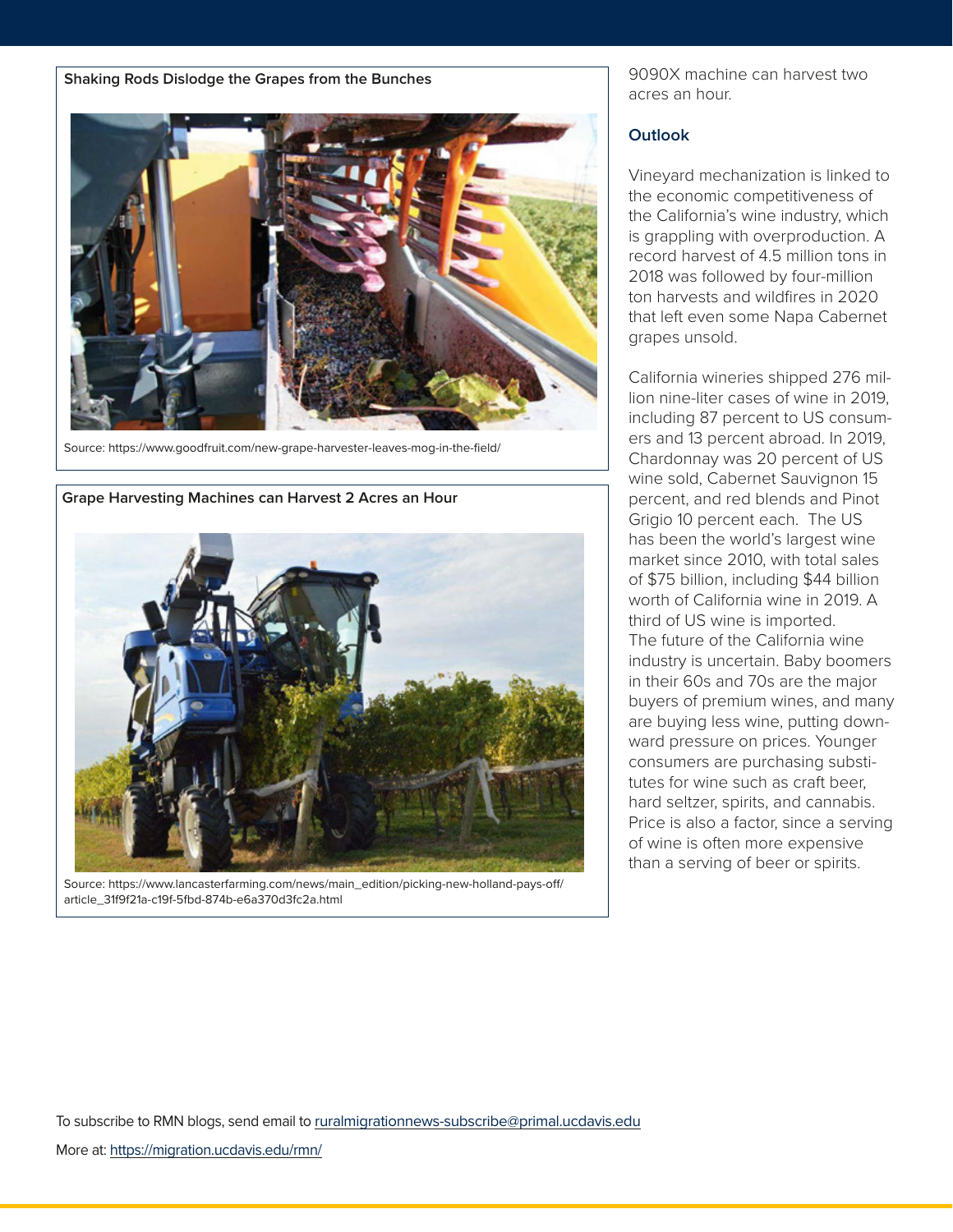**Shaking Rods Dislodge the Grapes from the Bunches**

Source: https://www.goodfruit.com/new-grape-harvester-leaves-mog-in-the-field/

**Grape Harvesting Machines can Harvest 2 Acres an Hour**

Source: https://www.lancasterfarming.com/news/main_edition/picking-new-holland-pays-off/article_31f9f21a-c19f-5fbd-874b-e6a370d3fc2a.html

9090X machine can harvest two acres an hour.

### Outlook

Vineyard mechanization is linked to the economic competitiveness of the California's wine industry, which is grappling with overproduction. A record harvest of 4.5 million tons in 2018 was followed by four-million ton harvests and wildfires in 2020 that left even some Napa Cabernet grapes unsold.

California wineries shipped 276 million nine-liter cases of wine in 2019, including 87 percent to US consumers and 13 percent abroad. In 2019, Chardonnay was 20 percent of US wine sold, Cabernet Sauvignon 15 percent, and red blends and Pinot Grigio 10 percent each. The US has been the world's largest wine market since 2010, with total sales of $75 billion, including $44 billion worth of California wine in 2019. A third of US wine is imported.

The future of the California wine industry is uncertain. Baby boomers in their 60s and 70s are the major buyers of premium wines, and many are buying less wine, putting downward pressure on prices. Younger consumers are purchasing substitutes for wine such as craft beer, hard seltzer, spirits, and cannabis. Price is also a factor, since a serving of wine is often more expensive than a serving of beer or spirits.

To subscribe to RMN blogs, send email to ruralmigrationnews-subscribe@primal.ucdavis.edu

More at: https://migration.ucdavis.edu/rmn/